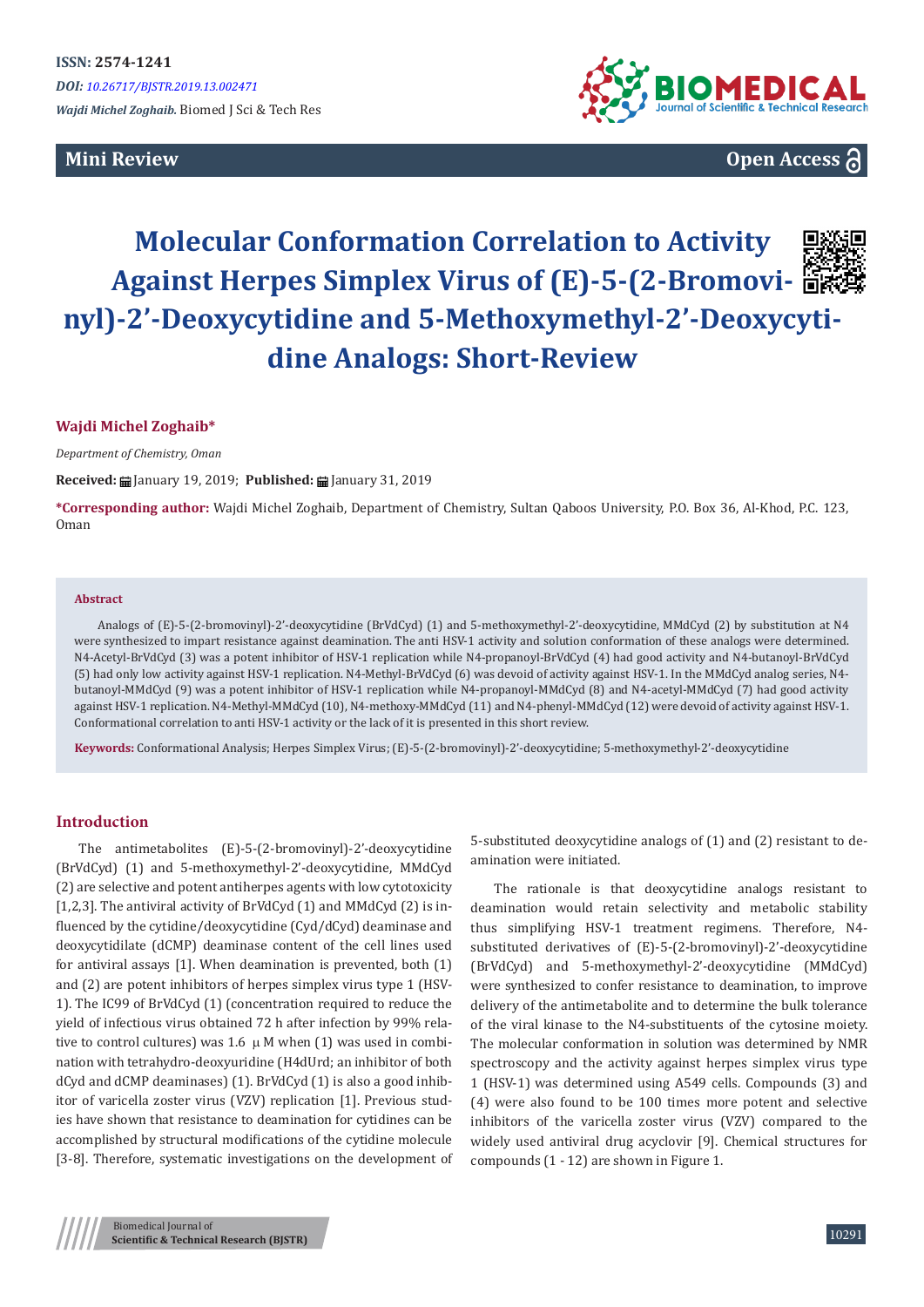ISSN: 2574-1241

*DOI: 10.26717/BJSTR.2019.13.002471*

*Wajdi Michel Zoghaib.* Biomed J Sci & Tech Res

**Mini Review** **Open Access**

# Molecular Conformation Correlation to Activity Against Herpes Simplex Virus of (E)-5-(2-Bromovinyl)-2'-Deoxycytidine and 5-Methoxymethyl-2'-Deoxycytidine Analogs: Short-Review

**Wajdi Michel Zoghaib***

*Department of Chemistry, Oman*

**Received:** January 19, 2019; **Published:** January 31, 2019

**\*Corresponding author:** Wajdi Michel Zoghaib, Department of Chemistry, Sultan Qaboos University, P.O. Box 36, Al-Khod, P.C. 123, Oman

## Abstract

Analogs of (E)-5-(2-bromovinyl)-2'-deoxycytidine (BrVdCyd) (1) and 5-methoxymethyl-2'-deoxycytidine, MMdCyd (2) by substitution at N4 were synthesized to impart resistance against deamination. The anti HSV-1 activity and solution conformation of these analogs were determined. N4-Acetyl-BrVdCyd (3) was a potent inhibitor of HSV-1 replication while N4-propanoyl-BrVdCyd (4) had good activity and N4-butanoyl-BrVdCyd (5) had only low activity against HSV-1 replication. N4-Methyl-BrVdCyd (6) was devoid of activity against HSV-1. In the MMdCyd analog series, N4-butanoyl-MMdCyd (9) was a potent inhibitor of HSV-1 replication while N4-propanoyl-MMdCyd (8) and N4-acetyl-MMdCyd (7) had good activity against HSV-1 replication. N4-Methyl-MMdCyd (10), N4-methoxy-MMdCyd (11) and N4-phenyl-MMdCyd (12) were devoid of activity against HSV-1. Conformational correlation to anti HSV-1 activity or the lack of it is presented in this short review.

**Keywords:** Conformational Analysis; Herpes Simplex Virus; (E)-5-(2-bromovinyl)-2'-deoxycytidine; 5-methoxymethyl-2'-deoxycytidine

## Introduction

The antimetabolites (E)-5-(2-bromovinyl)-2'-deoxycytidine (BrVdCyd) (1) and 5-methoxymethyl-2'-deoxycytidine, MMdCyd (2) are selective and potent antiherpes agents with low cytotoxicity [1,2,3]. The antiviral activity of BrVdCyd (1) and MMdCyd (2) is influenced by the cytidine/deoxycytidine (Cyd/dCyd) deaminase and deoxycytidilate (dCMP) deaminase content of the cell lines used for antiviral assays [1]. When deamination is prevented, both (1) and (2) are potent inhibitors of herpes simplex virus type 1 (HSV-1). The IC99 of BrVdCyd (1) (concentration required to reduce the yield of infectious virus obtained 72 h after infection by 99% relative to control cultures) was 1.6 μ M when (1) was used in combination with tetrahydro-deoxyuridine (H4dUrd; an inhibitor of both dCyd and dCMP deaminases) (1). BrVdCyd (1) is also a good inhibitor of varicella zoster virus (VZV) replication [1]. Previous studies have shown that resistance to deamination for cytidines can be accomplished by structural modifications of the cytidine molecule [3-8]. Therefore, systematic investigations on the development of 5-substituted deoxycytidine analogs of (1) and (2) resistant to deamination were initiated.

The rationale is that deoxycytidine analogs resistant to deamination would retain selectivity and metabolic stability thus simplifying HSV-1 treatment regimens. Therefore, N4-substituted derivatives of (E)-5-(2-bromovinyl)-2'-deoxycytidine (BrVdCyd) and 5-methoxymethyl-2'-deoxycytidine (MMdCyd) were synthesized to confer resistance to deamination, to improve delivery of the antimetabolite and to determine the bulk tolerance of the viral kinase to the N4-substituents of the cytosine moiety. The molecular conformation in solution was determined by NMR spectroscopy and the activity against herpes simplex virus type 1 (HSV-1) was determined using A549 cells. Compounds (3) and (4) were also found to be 100 times more potent and selective inhibitors of the varicella zoster virus (VZV) compared to the widely used antiviral drug acyclovir [9]. Chemical structures for compounds (1 - 12) are shown in Figure 1.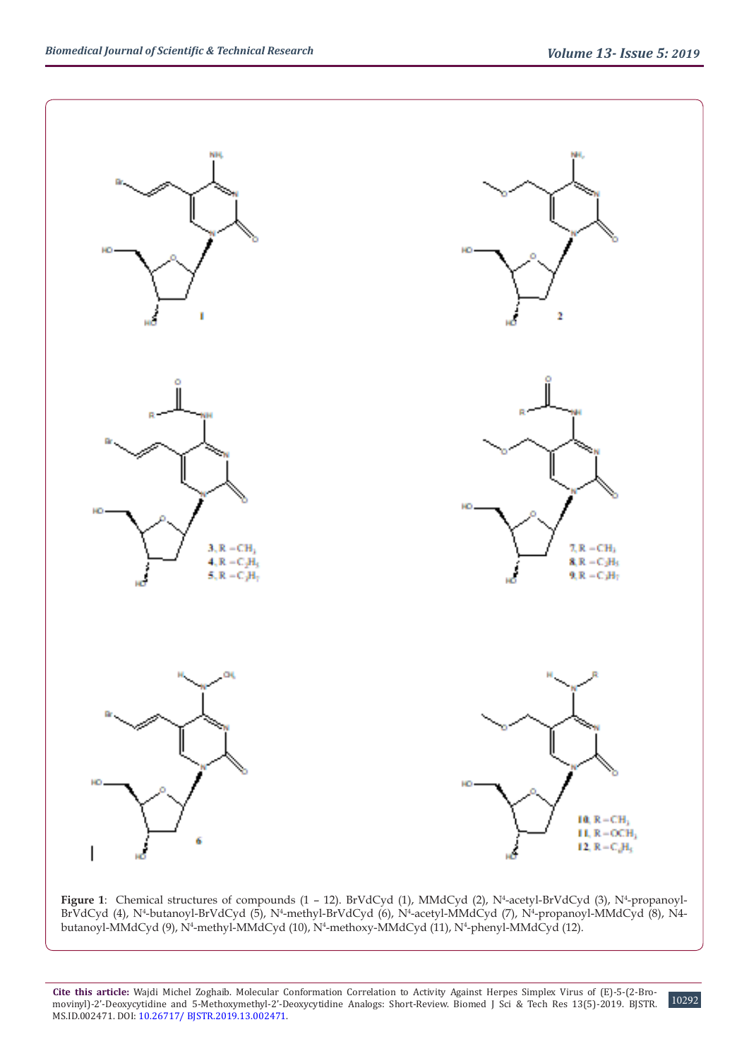**Figure 1**: Chemical structures of compounds (1 – 12). BrVdCyd (1), MMdCyd (2), N[4]-acetyl-BrVdCyd (3), N[4]-propanoyl-BrVdCyd (4), N[4]-butanoyl-BrVdCyd (5), N[4]-methyl-BrVdCyd (6), N[4]-acetyl-MMdCyd (7), N[4]-propanoyl-MMdCyd (8), N4-butanoyl-MMdCyd (9), N[4]-methyl-MMdCyd (10), N[4]-methoxy-MMdCyd (11), N[4]-phenyl-MMdCyd (12).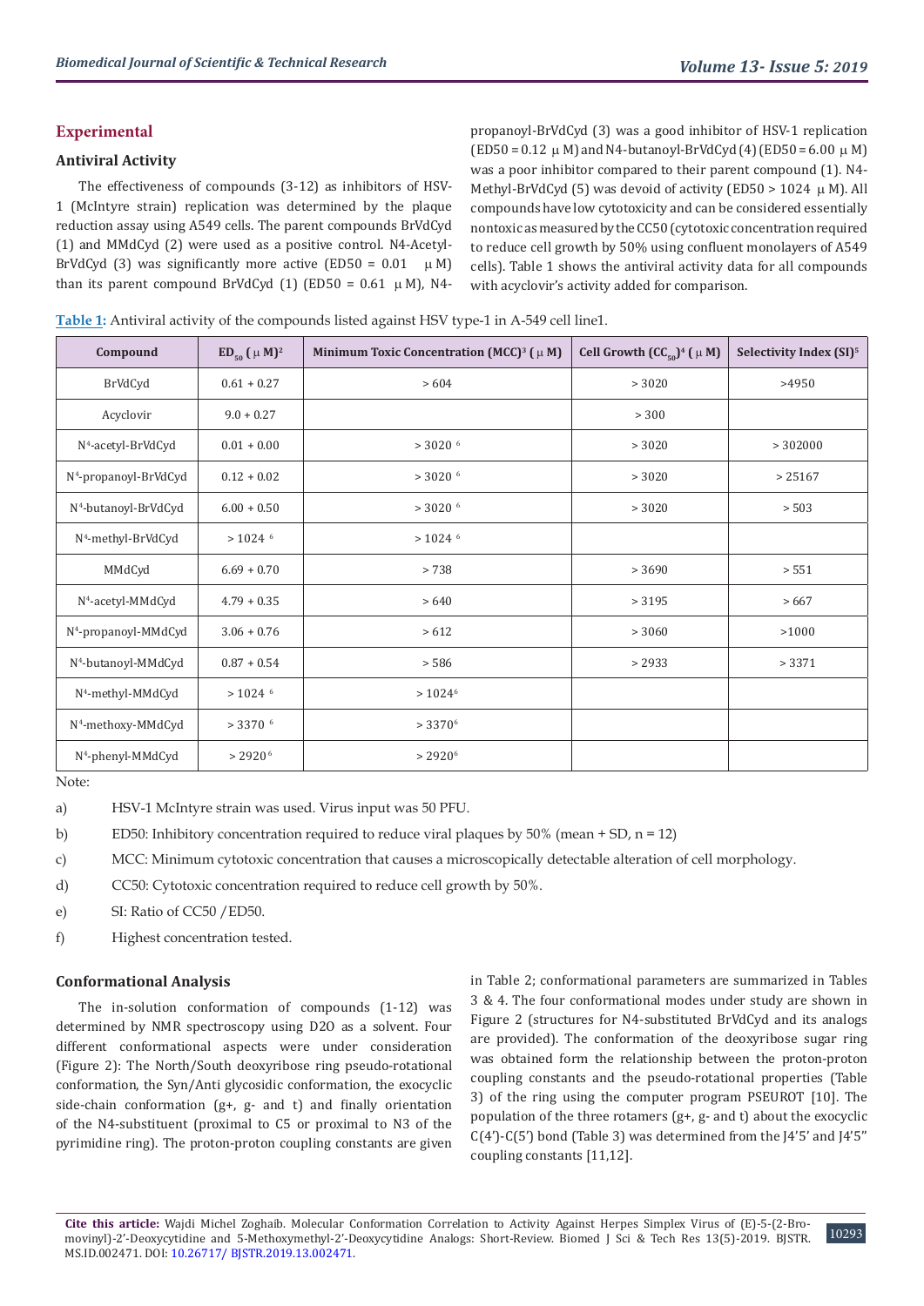## Experimental

### Antiviral Activity

The effectiveness of compounds (3-12) as inhibitors of HSV-1 (McIntyre strain) replication was determined by the plaque reduction assay using A549 cells. The parent compounds BrVdCyd (1) and MMdCyd (2) were used as a positive control. N4-Acetyl-BrVdCyd (3) was significantly more active (ED50 = 0.01 μM) than its parent compound BrVdCyd (1) (ED50 = 0.61 μM), N4-propanoyl-BrVdCyd (3) was a good inhibitor of HSV-1 replication (ED50 = 0.12 μM) and N4-butanoyl-BrVdCyd (4) (ED50 = 6.00 μM) was a poor inhibitor compared to their parent compound (1). N4-Methyl-BrVdCyd (5) was devoid of activity (ED50 > 1024 μM). All compounds have low cytotoxicity and can be considered essentially nontoxic as measured by the CC50 (cytotoxic concentration required to reduce cell growth by 50% using confluent monolayers of A549 cells). Table 1 shows the antiviral activity data for all compounds with acyclovir's activity added for comparison.

**Table 1:** Antiviral activity of the compounds listed against HSV type-1 in A-549 cell line1.

| Compound | $ED_{50}$ (μM)[2] | Minimum Toxic Concentration (MCC)[3] (μM) | Cell Growth ($CC_{50}$)[4] (μM) | Selectivity Index (SI)[5] |
|---|---|---|---|---|
| BrVdCyd | 0.61 + 0.27 | > 604 | > 3020 | >4950 |
| Acyclovir | 9.0 + 0.27 | | > 300 | |
| $N^4$-acetyl-BrVdCyd | 0.01 + 0.00 | > 3020 [6] | > 3020 | > 302000 |
| $N^4$-propanoyl-BrVdCyd | 0.12 + 0.02 | > 3020 [6] | > 3020 | > 25167 |
| $N^4$-butanoyl-BrVdCyd | 6.00 + 0.50 | > 3020 [6] | > 3020 | > 503 |
| $N^4$-methyl-BrVdCyd | > 1024 [6] | > 1024 [6] | | |
| MMdCyd | 6.69 + 0.70 | > 738 | > 3690 | > 551 |
| $N^4$-acetyl-MMdCyd | 4.79 + 0.35 | > 640 | > 3195 | > 667 |
| $N^4$-propanoyl-MMdCyd | 3.06 + 0.76 | > 612 | > 3060 | >1000 |
| $N^4$-butanoyl-MMdCyd | 0.87 + 0.54 | > 586 | > 2933 | > 3371 |
| $N^4$-methyl-MMdCyd | > 1024 [6] | > 1024[6] | | |
| $N^4$-methoxy-MMdCyd | > 3370 [6] | > 3370[6] | | |
| $N^4$-phenyl-MMdCyd | > 2920[6] | > 2920[6] | | |

Note:

a) HSV-1 McIntyre strain was used. Virus input was 50 PFU.

b) ED50: Inhibitory concentration required to reduce viral plaques by 50% (mean + SD, n = 12)

c) MCC: Minimum cytotoxic concentration that causes a microscopically detectable alteration of cell morphology.

d) CC50: Cytotoxic concentration required to reduce cell growth by 50%.

e) SI: Ratio of CC50 / ED50.

f) Highest concentration tested.

### Conformational Analysis

The in-solution conformation of compounds (1-12) was determined by NMR spectroscopy using D2O as a solvent. Four different conformational aspects were under consideration (Figure 2): The North/South deoxyribose ring pseudo-rotational conformation, the Syn/Anti glycosidic conformation, the exocyclic side-chain conformation (g+, g- and t) and finally orientation of the N4-substituent (proximal to C5 or proximal to N3 of the pyrimidine ring). The proton-proton coupling constants are given in Table 2; conformational parameters are summarized in Tables 3 & 4. The four conformational modes under study are shown in Figure 2 (structures for N4-substituted BrVdCyd and its analogs are provided). The conformation of the deoxyribose sugar ring was obtained form the relationship between the proton-proton coupling constants and the pseudo-rotational properties (Table 3) of the ring using the computer program PSEUROT [10]. The population of the three rotamers (g+, g- and t) about the exocyclic C(4')-C(5') bond (Table 3) was determined from the J4'5' and J4'5" coupling constants [11,12].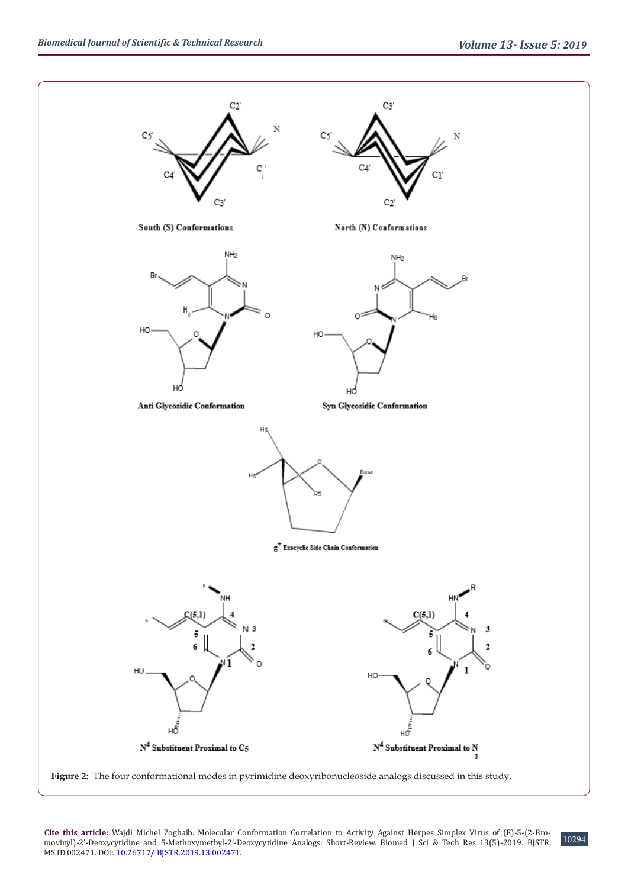**Figure 2**: The four conformational modes in pyrimidine deoxyribonucleoside analogs discussed in this study.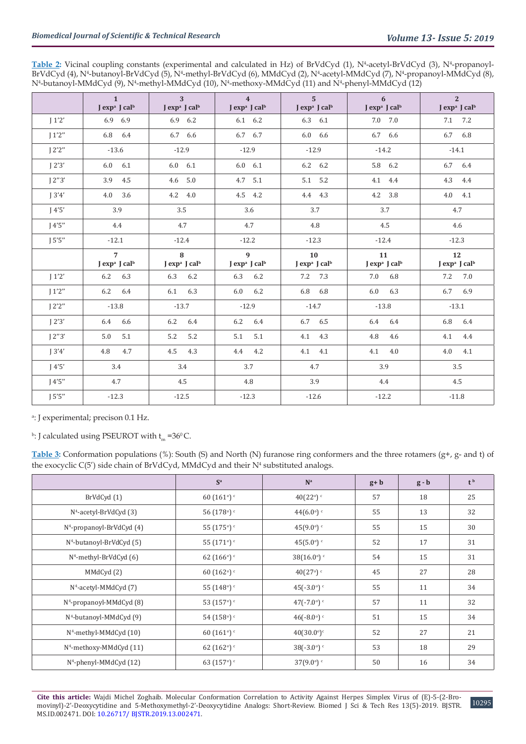**Table 2:** Vicinal coupling constants (experimental and calculated in Hz) of BrVdCyd (1), $N^4$-acetyl-BrVdCyd (3), $N^4$-propanoyl-BrVdCyd (4), $N^4$-butanoyl-BrVdCyd (5), $N^4$-methyl-BrVdCyd (6), MMdCyd (2), $N^4$-acetyl-MMdCyd (7), $N^4$-propanoyl-MMdCyd (8), $N^4$-butanoyl-MMdCyd (9), $N^4$-methyl-MMdCyd (10), $N^4$-methoxy-MMdCyd (11) and $N^4$-phenyl-MMdCyd (12)

| | 1 J exp[a] J cal[b] | 3 J exp[a] J cal[b] | 4 J exp[a] J cal[b] | 5 J exp[a] J cal[b] | 6 J exp[a] J cal[b] | 2 J exp[a] J cal[b] |
|---|---|---|---|---|---|---|
| J 1'2' | 6.9 6.9 | 6.9 6.2 | 6.1 6.2 | 6.3 6.1 | 7.0 7.0 | 7.1 7.2 |
| J 1'2'' | 6.8 6.4 | 6.7 6.6 | 6.7 6.7 | 6.0 6.6 | 6.7 6.6 | 6.7 6.8 |
| J 2'2'' | -13.6 | -12.9 | -12.9 | -12.9 | -14.2 | -14.1 |
| J 2'3' | 6.0 6.1 | 6.0 6.1 | 6.0 6.1 | 6.2 6.2 | 5.8 6.2 | 6.7 6.4 |
| J 2''3' | 3.9 4.5 | 4.6 5.0 | 4.7 5.1 | 5.1 5.2 | 4.1 4.4 | 4.3 4.4 |
| J 3'4' | 4.0 3.6 | 4.2 4.0 | 4.5 4.2 | 4.4 4.3 | 4.2 3.8 | 4.0 4.1 |
| J 4'5' | 3.9 | 3.5 | 3.6 | 3.7 | 3.7 | 4.7 |
| J 4'5'' | 4.4 | 4.7 | 4.7 | 4.8 | 4.5 | 4.6 |
| J 5'5'' | -12.1 | -12.4 | -12.2 | -12.3 | -12.4 | -12.3 |
| | **7** J exp[a] J cal[b] | **8** J exp[a] J cal[b] | **9** J exp[a] J cal[b] | **10** J exp[a] J cal[b] | **11** J exp[a] J cal[b] | **12** J exp[a] J cal[b] |
| J 1'2' | 6.2 6.3 | 6.3 6.2 | 6.3 6.2 | 7.2 7.3 | 7.0 6.8 | 7.2 7.0 |
| J 1'2'' | 6.2 6.4 | 6.1 6.3 | 6.0 6.2 | 6.8 6.8 | 6.0 6.3 | 6.7 6.9 |
| J 2'2'' | -13.8 | -13.7 | -12.9 | -14.7 | -13.8 | -13.1 |
| J 2'3' | 6.4 6.6 | 6.2 6.4 | 6.2 6.4 | 6.7 6.5 | 6.4 6.4 | 6.8 6.4 |
| J 2''3' | 5.0 5.1 | 5.2 5.2 | 5.1 5.1 | 4.1 4.3 | 4.8 4.6 | 4.1 4.4 |
| J 3'4' | 4.8 4.7 | 4.5 4.3 | 4.4 4.2 | 4.1 4.1 | 4.1 4.0 | 4.0 4.1 |
| J 4'5' | 3.4 | 3.4 | 3.7 | 4.7 | 3.9 | 3.5 |
| J 4'5'' | 4.7 | 4.5 | 4.8 | 3.9 | 4.4 | 4.5 |
| J 5'5'' | -12.3 | -12.5 | -12.3 | -12.6 | -12.2 | -11.8 |

[a]: J experimental; precison 0.1 Hz.

[b]: J calculated using PSEUROT with $t_m$ =36°C.

**Table 3:** Conformation populations (%): South (S) and North (N) furanose ring conformers and the three rotamers (g+, g- and t) of the exocyclic C(5') side chain of BrVdCyd, MMdCyd and their $N^4$ substituted analogs.

| | S[a] | N[a] | g+ [b] | g - [b] | t [b] |
|---|---|---|---|---|---|
| BrVdCyd (1) | 60 (161°) [c] | 40(22°) [c] | 57 | 18 | 25 |
| $N^4$-acetyl-BrVdCyd (3) | 56 (178°) [c] | 44(6.0°) [c] | 55 | 13 | 32 |
| $N^4$-propanoyl-BrVdCyd (4) | 55 (175°) [c] | 45(9.0°) [c] | 55 | 15 | 30 |
| $N^4$-butanoyl-BrVdCyd (5) | 55 (171°) [c] | 45(5.0°) [c] | 52 | 17 | 31 |
| $N^4$-methyl-BrVdCyd (6) | 62 (166°) [c] | 38(16.0°) [c] | 54 | 15 | 31 |
| MMdCyd (2) | 60 (162°) [c] | 40(27°) [c] | 45 | 27 | 28 |
| $N^4$-acetyl-MMdCyd (7) | 55 (148°) [c] | 45(-3.0°) [c] | 55 | 11 | 34 |
| $N^4$-propanoyl-MMdCyd (8) | 53 (157°) [c] | 47(-7.0°) [c] | 57 | 11 | 32 |
| $N^4$-butanoyl-MMdCyd (9) | 54 (158°) [c] | 46(-8.0°) [c] | 51 | 15 | 34 |
| $N^4$-methyl-MMdCyd (10) | 60 (161°) [c] | 40(30.0°)[c] | 52 | 27 | 21 |
| $N^4$-methoxy-MMdCyd (11) | 62 (162°) [c] | 38(-3.0°) [c] | 53 | 18 | 29 |
| $N^4$-phenyl-MMdCyd (12) | 63 (157°) [c] | 37(9.0°) [c] | 50 | 16 | 34 |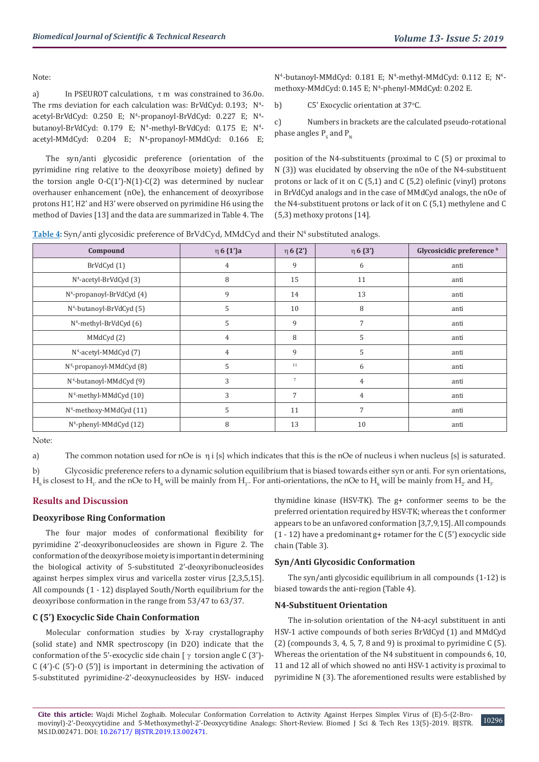Note:

a) In PSEUROT calculations, $\tau$ m was constrained to 36.0o. The rms deviation for each calculation was: BrVdCyd: 0.193; N4-acetyl-BrVdCyd: 0.250 E; N4-propanoyl-BrVdCyd: 0.227 E; N4-butanoyl-BrVdCyd: 0.179 E; N4-methyl-BrVdCyd: 0.175 E; N4-acetyl-MMdCyd: 0.204 E; N4-propanoyl-MMdCyd: 0.166 E; N4-butanoyl-MMdCyd: 0.181 E; N4-methyl-MMdCyd: 0.112 E; N4-methoxy-MMdCyd: 0.145 E; N4-phenyl-MMdCyd: 0.202 E.

b) C5' Exocyclic orientation at 37oC.

c) Numbers in brackets are the calculated pseudo-rotational phase angles $P_S$ and $P_N$

The syn/anti glycosidic preference (orientation of the pyrimidine ring relative to the deoxyribose moiety) defined by the torsion angle O-C(1')-N(1)-C(2) was determined by nuclear overhauser enhancement (nOe), the enhancement of deoxyribose protons H1', H2' and H3' were observed on pyrimidine H6 using the method of Davies [13] and the data are summarized in Table 4. The position of the N4-substituents (proximal to C (5) or proximal to N (3)) was elucidated by observing the nOe of the N4-substituent protons or lack of it on C (5,1) and C (5,2) olefinic (vinyl) protons in BrVdCyd analogs and in the case of MMdCyd analogs, the nOe of the N4-substituent protons or lack of it on C (5,1) methylene and C (5,3) methoxy protons [14].

**Table 4**: Syn/anti glycosidic preference of BrVdCyd, MMdCyd and their N4 substituted analogs.

| Compound | $\eta$ 6 {1'}a | $\eta$ 6 {2'} | $\eta$ 6 {3'} | Glycosicidic preference [b] |
|---|---|---|---|---|
| BrVdCyd (1) | 4 | 9 | 6 | anti |
| N4-acetyl-BrVdCyd (3) | 8 | 15 | 11 | anti |
| N4-propanoyl-BrVdCyd (4) | 9 | 14 | 13 | anti |
| N4-butanoyl-BrVdCyd (5) | 5 | 10 | 8 | anti |
| N4-methyl-BrVdCyd (6) | 5 | 9 | 7 | anti |
| MMdCyd (2) | 4 | 8 | 5 | anti |
| N4-acetyl-MMdCyd (7) | 4 | 9 | 5 | anti |
| N4-propanoyl-MMdCyd (8) | 5 | 11 | 6 | anti |
| N4-butanoyl-MMdCyd (9) | 3 | 7 | 4 | anti |
| N4-methyl-MMdCyd (10) | 3 | 7 | 4 | anti |
| N4-methoxy-MMdCyd (11) | 5 | 11 | 7 | anti |
| N4-phenyl-MMdCyd (12) | 8 | 13 | 10 | anti |

Note:

a) The common notation used for nOe is $\eta$ i {s} which indicates that this is the nOe of nucleus i when nucleus {s} is saturated.

b) Glycosidic preference refers to a dynamic solution equilibrium that is biased towards either syn or anti. For syn orientations, $H_6$ is closest to $H_{1'}$ and the nOe to $H_6$ will be mainly from $H_{1'}$. For anti-orientations, the nOe to $H_6$ will be mainly from $H_{2'}$ and $H_{3'}$

## Results and Discussion

### Deoxyribose Ring Conformation

The four major modes of conformational flexibility for pyrimidine 2'-deoxyribonucleosides are shown in Figure 2. The conformation of the deoxyribose moiety is important in determining the biological activity of 5-substituted 2'-deoxyribonucleosides against herpes simplex virus and varicella zoster virus [2,3,5,15]. All compounds (1 - 12) displayed South/North equilibrium for the deoxyribose conformation in the range from 53/47 to 63/37.

### C (5') Exocyclic Side Chain Conformation

Molecular conformation studies by X-ray crystallography (solid state) and NMR spectroscopy (in D2O) indicate that the conformation of the 5'-exocyclic side chain [ $\gamma$ torsion angle C (3')-C (4')-C (5')-O (5')] is important in determining the activation of 5-substituted pyrimidine-2'-deoxynucleosides by HSV- induced thymidine kinase (HSV-TK). The g+ conformer seems to be the preferred orientation required by HSV-TK; whereas the t conformer appears to be an unfavored conformation [3,7,9,15]. All compounds (1 - 12) have a predominant g+ rotamer for the C (5') exocyclic side chain (Table 3).

### Syn/Anti Glycosidic Conformation

The syn/anti glycosidic equilibrium in all compounds (1-12) is biased towards the anti-region (Table 4).

### N4-Substituent Orientation

The in-solution orientation of the N4-acyl substituent in anti HSV-1 active compounds of both series BrVdCyd (1) and MMdCyd (2) (compounds 3, 4, 5, 7, 8 and 9) is proximal to pyrimidine C (5). Whereas the orientation of the N4 substituent in compounds 6, 10, 11 and 12 all of which showed no anti HSV-1 activity is proximal to pyrimidine N (3). The aforementioned results were established by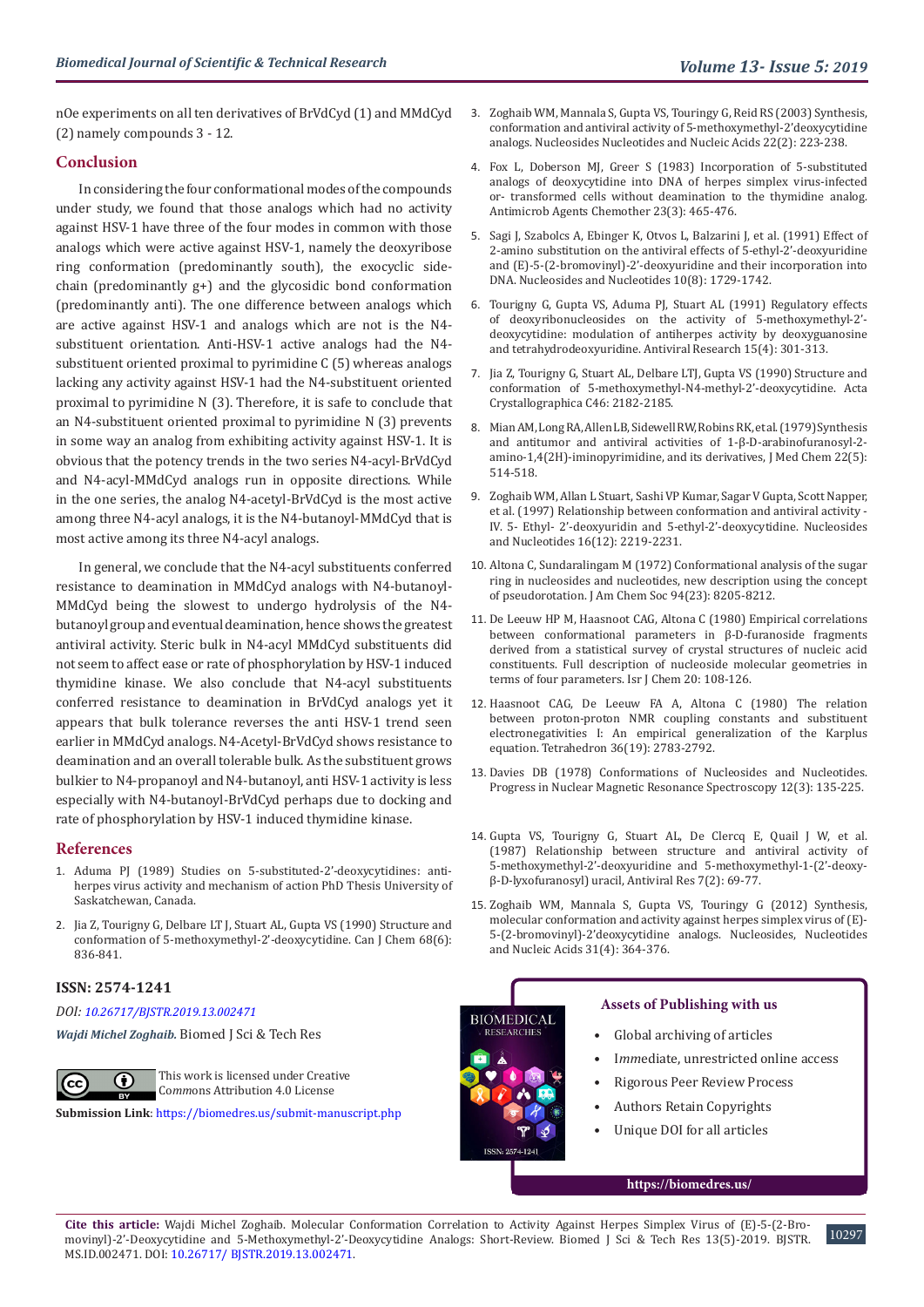nOe experiments on all ten derivatives of BrVdCyd (1) and MMdCyd (2) namely compounds 3 - 12.

## Conclusion

In considering the four conformational modes of the compounds under study, we found that those analogs which had no activity against HSV-1 have three of the four modes in common with those analogs which were active against HSV-1, namely the deoxyribose ring conformation (predominantly south), the exocyclic side-chain (predominantly g+) and the glycosidic bond conformation (predominantly anti). The one difference between analogs which are active against HSV-1 and analogs which are not is the N4-substituent orientation. Anti-HSV-1 active analogs had the N4-substituent oriented proximal to pyrimidine C (5) whereas analogs lacking any activity against HSV-1 had the N4-substituent oriented proximal to pyrimidine N (3). Therefore, it is safe to conclude that an N4-substituent oriented proximal to pyrimidine N (3) prevents in some way an analog from exhibiting activity against HSV-1. It is obvious that the potency trends in the two series N4-acyl-BrVdCyd and N4-acyl-MMdCyd analogs run in opposite directions. While in the one series, the analog N4-acetyl-BrVdCyd is the most active among three N4-acyl analogs, it is the N4-butanoyl-MMdCyd that is most active among its three N4-acyl analogs.

In general, we conclude that the N4-acyl substituents conferred resistance to deamination in MMdCyd analogs with N4-butanoyl-MMdCyd being the slowest to undergo hydrolysis of the N4-butanoyl group and eventual deamination, hence shows the greatest antiviral activity. Steric bulk in N4-acyl MMdCyd substituents did not seem to affect ease or rate of phosphorylation by HSV-1 induced thymidine kinase. We also conclude that N4-acyl substituents conferred resistance to deamination in BrVdCyd analogs yet it appears that bulk tolerance reverses the anti HSV-1 trend seen earlier in MMdCyd analogs. N4-Acetyl-BrVdCyd shows resistance to deamination and an overall tolerable bulk. As the substituent grows bulkier to N4-propanoyl and N4-butanoyl, anti HSV-1 activity is less especially with N4-butanoyl-BrVdCyd perhaps due to docking and rate of phosphorylation by HSV-1 induced thymidine kinase.

## References

1. Aduma PJ (1989) Studies on 5-substituted-2'-deoxycytidines: anti-herpes virus activity and mechanism of action PhD Thesis University of Saskatchewan, Canada.
2. Jia Z, Tourigny G, Delbare LT J, Stuart AL, Gupta VS (1990) Structure and conformation of 5-methoxymethyl-2'-deoxycytidine. Can J Chem 68(6): 836-841.
3. Zoghaib WM, Mannala S, Gupta VS, Touringy G, Reid RS (2003) Synthesis, conformation and antiviral activity of 5-methoxymethyl-2'deoxycytidine analogs. Nucleosides Nucleotides and Nucleic Acids 22(2): 223-238.
4. Fox L, Doberson MJ, Greer S (1983) Incorporation of 5-substituted analogs of deoxycytidine into DNA of herpes simplex virus-infected or- transformed cells without deamination to the thymidine analog. Antimicrob Agents Chemother 23(3): 465-476.
5. Sagi J, Szabolcs A, Ebinger K, Otvos L, Balzarini J, et al. (1991) Effect of 2-amino substitution on the antiviral effects of 5-ethyl-2'-deoxyuridine and (E)-5-(2-bromovinyl)-2'-deoxyuridine and their incorporation into DNA. Nucleosides and Nucleotides 10(8): 1729-1742.
6. Tourigny G, Gupta VS, Aduma PJ, Stuart AL (1991) Regulatory effects of deoxyribonucleosides on the activity of 5-methoxymethyl-2'-deoxycytidine: modulation of antiherpes activity by deoxyguanosine and tetrahydrodeoxyuridine. Antiviral Research 15(4): 301-313.
7. Jia Z, Tourigny G, Stuart AL, Delbare LTJ, Gupta VS (1990) Structure and conformation of 5-methoxymethyl-N4-methyl-2'-deoxycytidine. Acta Crystallographica C46: 2182-2185.
8. Mian AM, Long RA, Allen LB, Sidewell RW, Robins RK, et al. (1979) Synthesis and antitumor and antiviral activities of 1-β-D-arabinofuranosyl-2-amino-1,4(2H)-iminopyrimidine, and its derivatives, J Med Chem 22(5): 514-518.
9. Zoghaib WM, Allan L Stuart, Sashi VP Kumar, Sagar V Gupta, Scott Napper, et al. (1997) Relationship between conformation and antiviral activity - IV. 5- Ethyl- 2'-deoxyuridin and 5-ethyl-2'-deoxycytidine. Nucleosides and Nucleotides 16(12): 2219-2231.
10. Altona C, Sundaralingam M (1972) Conformational analysis of the sugar ring in nucleosides and nucleotides, new description using the concept of pseudorotation. J Am Chem Soc 94(23): 8205-8212.
11. De Leeuw HP M, Haasnoot CAG, Altona C (1980) Empirical correlations between conformational parameters in β-D-furanoside fragments derived from a statistical survey of crystal structures of nucleic acid constituents. Full description of nucleoside molecular geometries in terms of four parameters. Isr J Chem 20: 108-126.
12. Haasnoot CAG, De Leeuw FA A, Altona C (1980) The relation between proton-proton NMR coupling constants and substituent electronegativities I: An empirical generalization of the Karplus equation. Tetrahedron 36(19): 2783-2792.
13. Davies DB (1978) Conformations of Nucleosides and Nucleotides. Progress in Nuclear Magnetic Resonance Spectroscopy 12(3): 135-225.
14. Gupta VS, Tourigny G, Stuart AL, De Clercq E, Quail J W, et al. (1987) Relationship between structure and antiviral activity of 5-methoxymethyl-2'-deoxyuridine and 5-methoxymethyl-1-(2'-deoxy-β-D-lyxofuranosyl) uracil, Antiviral Res 7(2): 69-77.
15. Zoghaib WM, Mannala S, Gupta VS, Tourigny G (2012) Synthesis, molecular conformation and activity against herpes simplex virus of (E)-5-(2-bromovinyl)-2'deoxycytidine analogs. Nucleosides, Nucleotides and Nucleic Acids 31(4): 364-376.

**ISSN: 2574-1241**

*DOI: 10.26717/BJSTR.2019.13.002471*

***Wajdi Michel Zoghaib.*** Biomed J Sci & Tech Res

This work is licensed under Creative Commons Attribution 4.0 License

**Submission Link**: https://biomedres.us/submit-manuscript.php

### Assets of Publishing with us

- Global archiving of articles
- Immediate, unrestricted online access
- Rigorous Peer Review Process
- Authors Retain Copyrights
- Unique DOI for all articles

https://biomedres.us/

**Cite this article:** Wajdi Michel Zoghaib. Molecular Conformation Correlation to Activity Against Herpes Simplex Virus of (E)-5-(2-Bromovinyl)-2'-Deoxycytidine and 5-Methoxymethyl-2'-Deoxycytidine Analogs: Short-Review. Biomed J Sci & Tech Res 13(5)-2019. BJSTR. MS.ID.002471. DOI: 10.26717/ BJSTR.2019.13.002471.